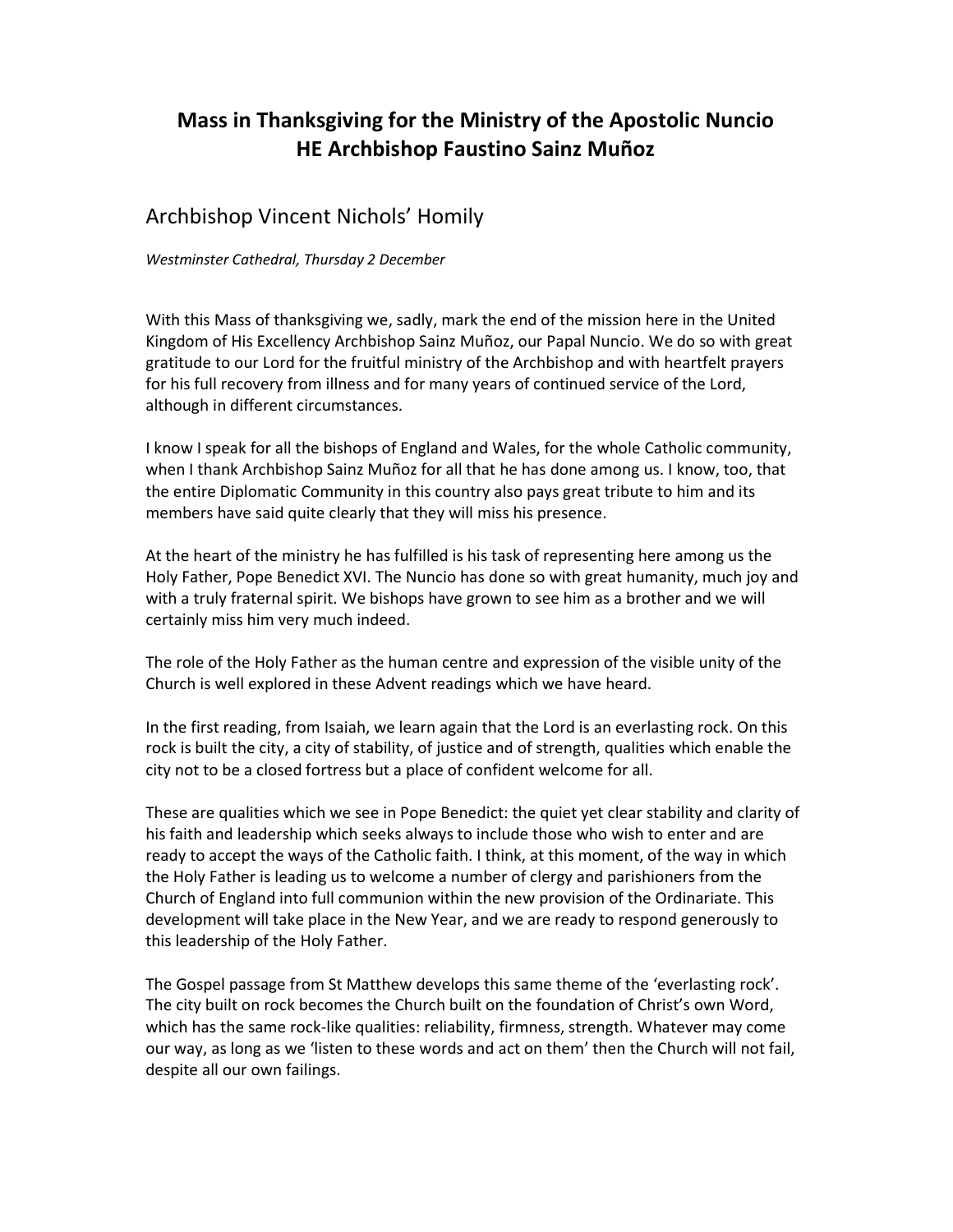# Mass in Thanksgiving for the Ministry of the Apostolic Nuncio HE Archbishop Faustino Sainz Muñoz

## Archbishop Vincent Nichols' Homily

*Westminster Cathedral, Thursday 2 December*

With this Mass of thanksgiving we, sadly, mark the end of the mission here in the United Kingdom of His Excellency Archbishop Sainz Muñoz, our Papal Nuncio. We do so with great gratitude to our Lord for the fruitful ministry of the Archbishop and with heartfelt prayers for his full recovery from illness and for many years of continued service of the Lord, although in different circumstances.

I know I speak for all the bishops of England and Wales, for the whole Catholic community, when I thank Archbishop Sainz Muñoz for all that he has done among us. I know, too, that the entire Diplomatic Community in this country also pays great tribute to him and its members have said quite clearly that they will miss his presence.

At the heart of the ministry he has fulfilled is his task of representing here among us the Holy Father, Pope Benedict XVI. The Nuncio has done so with great humanity, much joy and with a truly fraternal spirit. We bishops have grown to see him as a brother and we will certainly miss him very much indeed.

The role of the Holy Father as the human centre and expression of the visible unity of the Church is well explored in these Advent readings which we have heard.

In the first reading, from Isaiah, we learn again that the Lord is an everlasting rock. On this rock is built the city, a city of stability, of justice and of strength, qualities which enable the city not to be a closed fortress but a place of confident welcome for all.

These are qualities which we see in Pope Benedict: the quiet yet clear stability and clarity of his faith and leadership which seeks always to include those who wish to enter and are ready to accept the ways of the Catholic faith. I think, at this moment, of the way in which the Holy Father is leading us to welcome a number of clergy and parishioners from the Church of England into full communion within the new provision of the Ordinariate. This development will take place in the New Year, and we are ready to respond generously to this leadership of the Holy Father.

The Gospel passage from St Matthew develops this same theme of the 'everlasting rock'. The city built on rock becomes the Church built on the foundation of Christ's own Word, which has the same rock-like qualities: reliability, firmness, strength. Whatever may come our way, as long as we 'listen to these words and act on them' then the Church will not fail, despite all our own failings.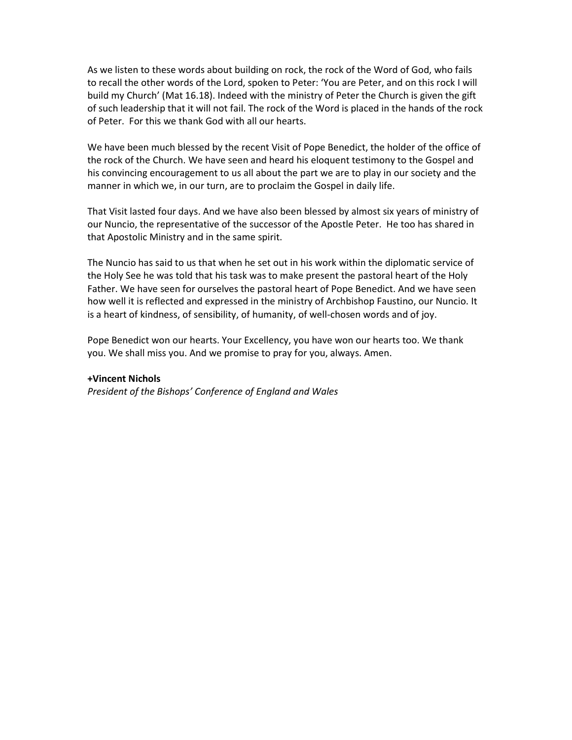As we listen to these words about building on rock, the rock of the Word of God, who fails to recall the other words of the Lord, spoken to Peter: 'You are Peter, and on this rock I will build my Church' (Mat 16.18). Indeed with the ministry of Peter the Church is given the gift of such leadership that it will not fail. The rock of the Word is placed in the hands of the rock of Peter. For this we thank God with all our hearts.

We have been much blessed by the recent Visit of Pope Benedict, the holder of the office of the rock of the Church. We have seen and heard his eloquent testimony to the Gospel and his convincing encouragement to us all about the part we are to play in our society and the manner in which we, in our turn, are to proclaim the Gospel in daily life.

That Visit lasted four days. And we have also been blessed by almost six years of ministry of our Nuncio, the representative of the successor of the Apostle Peter. He too has shared in that Apostolic Ministry and in the same spirit.

The Nuncio has said to us that when he set out in his work within the diplomatic service of the Holy See he was told that his task was to make present the pastoral heart of the Holy Father. We have seen for ourselves the pastoral heart of Pope Benedict. And we have seen how well it is reflected and expressed in the ministry of Archbishop Faustino, our Nuncio. It is a heart of kindness, of sensibility, of humanity, of well-chosen words and of joy.

Pope Benedict won our hearts. Your Excellency, you have won our hearts too. We thank you. We shall miss you. And we promise to pray for you, always. Amen.

**+Vincent Nichols**
*President of the Bishops' Conference of England and Wales*